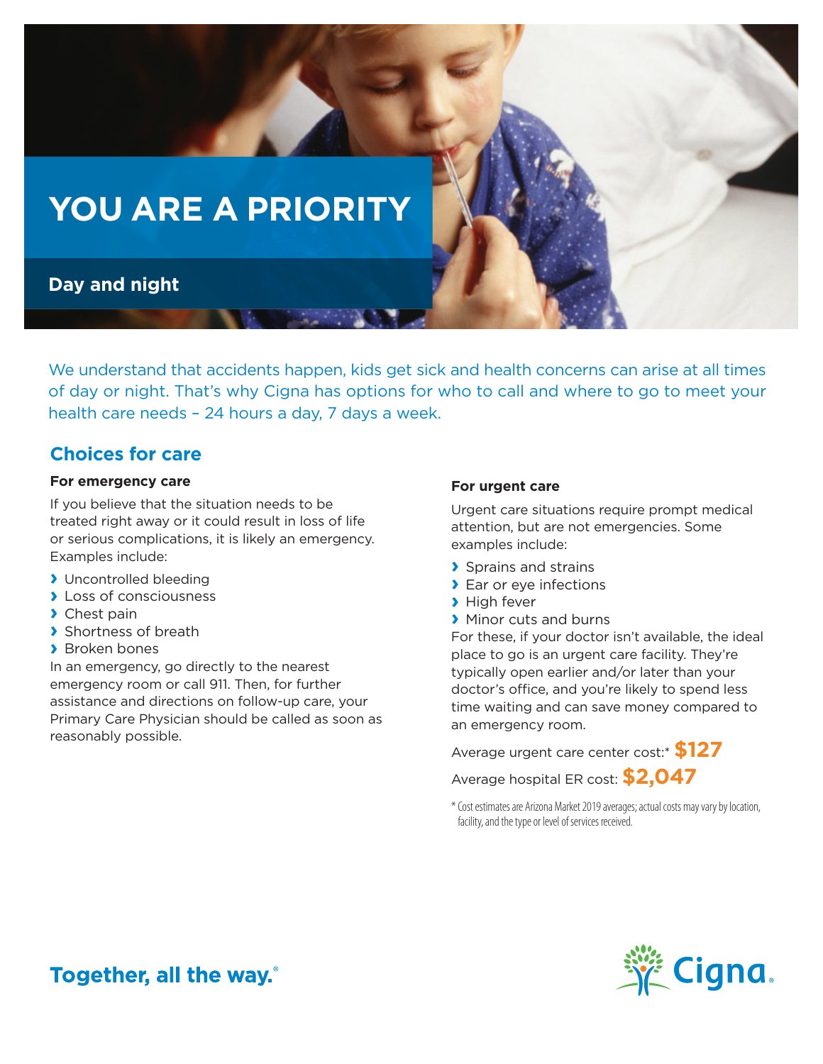# YOU ARE A PRIORITY

## Day and night

We understand that accidents happen, kids get sick and health concerns can arise at all times of day or night. That's why Cigna has options for who to call and where to go to meet your health care needs – 24 hours a day, 7 days a week.

## Choices for care

### For emergency care

If you believe that the situation needs to be treated right away or it could result in loss of life or serious complications, it is likely an emergency. Examples include:

- Uncontrolled bleeding
- Loss of consciousness
- Chest pain
- Shortness of breath
- Broken bones

In an emergency, go directly to the nearest emergency room or call 911. Then, for further assistance and directions on follow-up care, your Primary Care Physician should be called as soon as reasonably possible.

### For urgent care

Urgent care situations require prompt medical attention, but are not emergencies. Some examples include:

- Sprains and strains
- Ear or eye infections
- High fever
- Minor cuts and burns

For these, if your doctor isn't available, the ideal place to go is an urgent care facility. They're typically open earlier and/or later than your doctor's office, and you're likely to spend less time waiting and can save money compared to an emergency room.

Average urgent care center cost:* **$127**

Average hospital ER cost: **$2,047**

* Cost estimates are Arizona Market 2019 averages; actual costs may vary by location, facility, and the type or level of services received.

Together, all the way.®

Cigna.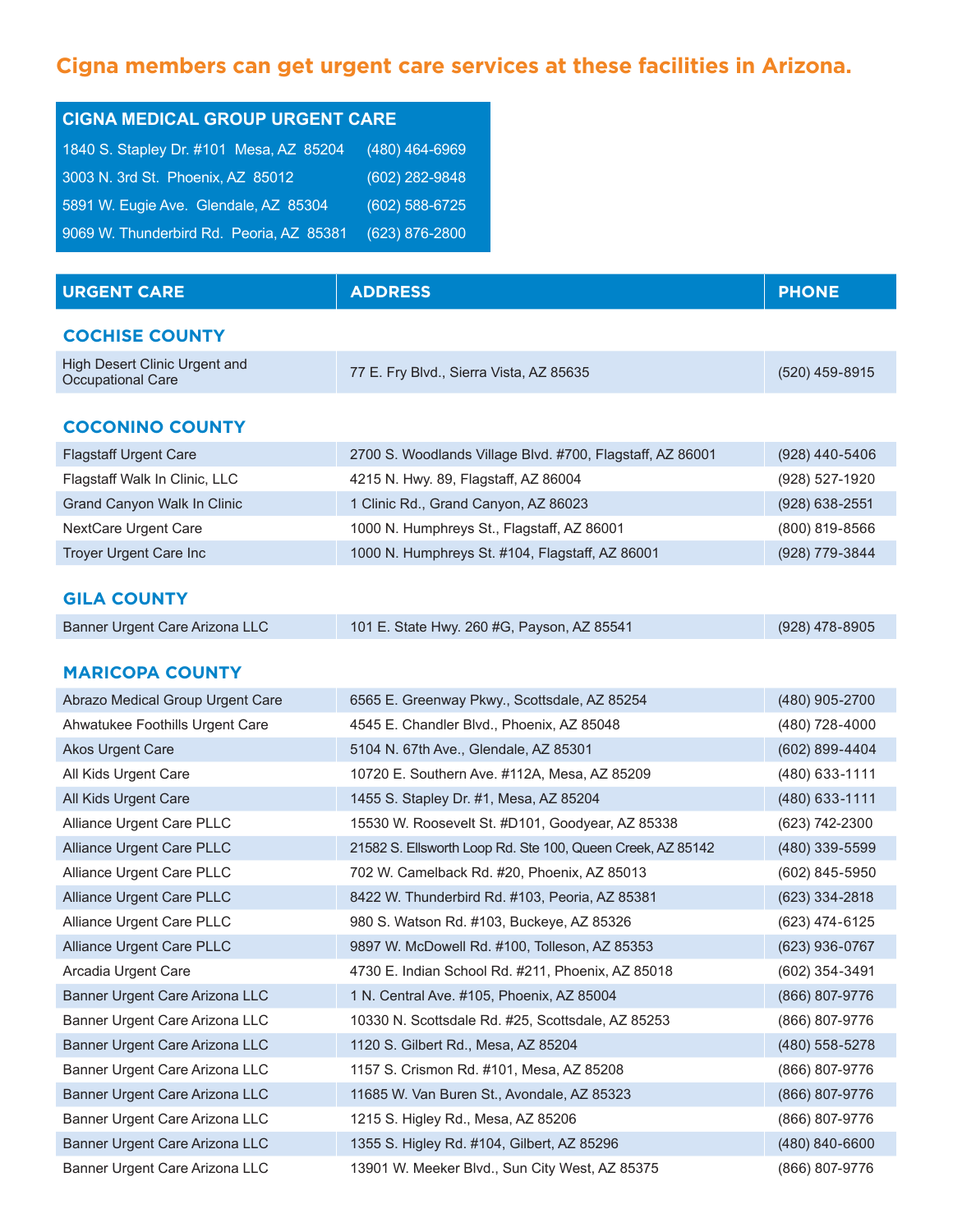## Cigna members can get urgent care services at these facilities in Arizona.

| CIGNA MEDICAL GROUP URGENT CARE | |
|---|---|
| 1840 S. Stapley Dr. #101 Mesa, AZ 85204 | (480) 464-6969 |
| 3003 N. 3rd St. Phoenix, AZ 85012 | (602) 282-9848 |
| 5891 W. Eugie Ave. Glendale, AZ 85304 | (602) 588-6725 |
| 9069 W. Thunderbird Rd. Peoria, AZ 85381 | (623) 876-2800 |

| URGENT CARE | ADDRESS | PHONE |
|---|---|---|
| **COCHISE COUNTY** | | |
| High Desert Clinic Urgent and Occupational Care | 77 E. Fry Blvd., Sierra Vista, AZ 85635 | (520) 459-8915 |
| **COCONINO COUNTY** | | |
| Flagstaff Urgent Care | 2700 S. Woodlands Village Blvd. #700, Flagstaff, AZ 86001 | (928) 440-5406 |
| Flagstaff Walk In Clinic, LLC | 4215 N. Hwy. 89, Flagstaff, AZ 86004 | (928) 527-1920 |
| Grand Canyon Walk In Clinic | 1 Clinic Rd., Grand Canyon, AZ 86023 | (928) 638-2551 |
| NextCare Urgent Care | 1000 N. Humphreys St., Flagstaff, AZ 86001 | (800) 819-8566 |
| Troyer Urgent Care Inc | 1000 N. Humphreys St. #104, Flagstaff, AZ 86001 | (928) 779-3844 |
| **GILA COUNTY** | | |
| Banner Urgent Care Arizona LLC | 101 E. State Hwy. 260 #G, Payson, AZ 85541 | (928) 478-8905 |
| **MARICOPA COUNTY** | | |
| Abrazo Medical Group Urgent Care | 6565 E. Greenway Pkwy., Scottsdale, AZ 85254 | (480) 905-2700 |
| Ahwatukee Foothills Urgent Care | 4545 E. Chandler Blvd., Phoenix, AZ 85048 | (480) 728-4000 |
| Akos Urgent Care | 5104 N. 67th Ave., Glendale, AZ 85301 | (602) 899-4404 |
| All Kids Urgent Care | 10720 E. Southern Ave. #112A, Mesa, AZ 85209 | (480) 633-1111 |
| All Kids Urgent Care | 1455 S. Stapley Dr. #1, Mesa, AZ 85204 | (480) 633-1111 |
| Alliance Urgent Care PLLC | 15530 W. Roosevelt St. #D101, Goodyear, AZ 85338 | (623) 742-2300 |
| Alliance Urgent Care PLLC | 21582 S. Ellsworth Loop Rd. Ste 100, Queen Creek, AZ 85142 | (480) 339-5599 |
| Alliance Urgent Care PLLC | 702 W. Camelback Rd. #20, Phoenix, AZ 85013 | (602) 845-5950 |
| Alliance Urgent Care PLLC | 8422 W. Thunderbird Rd. #103, Peoria, AZ 85381 | (623) 334-2818 |
| Alliance Urgent Care PLLC | 980 S. Watson Rd. #103, Buckeye, AZ 85326 | (623) 474-6125 |
| Alliance Urgent Care PLLC | 9897 W. McDowell Rd. #100, Tolleson, AZ 85353 | (623) 936-0767 |
| Arcadia Urgent Care | 4730 E. Indian School Rd. #211, Phoenix, AZ 85018 | (602) 354-3491 |
| Banner Urgent Care Arizona LLC | 1 N. Central Ave. #105, Phoenix, AZ 85004 | (866) 807-9776 |
| Banner Urgent Care Arizona LLC | 10330 N. Scottsdale Rd. #25, Scottsdale, AZ 85253 | (866) 807-9776 |
| Banner Urgent Care Arizona LLC | 1120 S. Gilbert Rd., Mesa, AZ 85204 | (480) 558-5278 |
| Banner Urgent Care Arizona LLC | 1157 S. Crismon Rd. #101, Mesa, AZ 85208 | (866) 807-9776 |
| Banner Urgent Care Arizona LLC | 11685 W. Van Buren St., Avondale, AZ 85323 | (866) 807-9776 |
| Banner Urgent Care Arizona LLC | 1215 S. Higley Rd., Mesa, AZ 85206 | (866) 807-9776 |
| Banner Urgent Care Arizona LLC | 1355 S. Higley Rd. #104, Gilbert, AZ 85296 | (480) 840-6600 |
| Banner Urgent Care Arizona LLC | 13901 W. Meeker Blvd., Sun City West, AZ 85375 | (866) 807-9776 |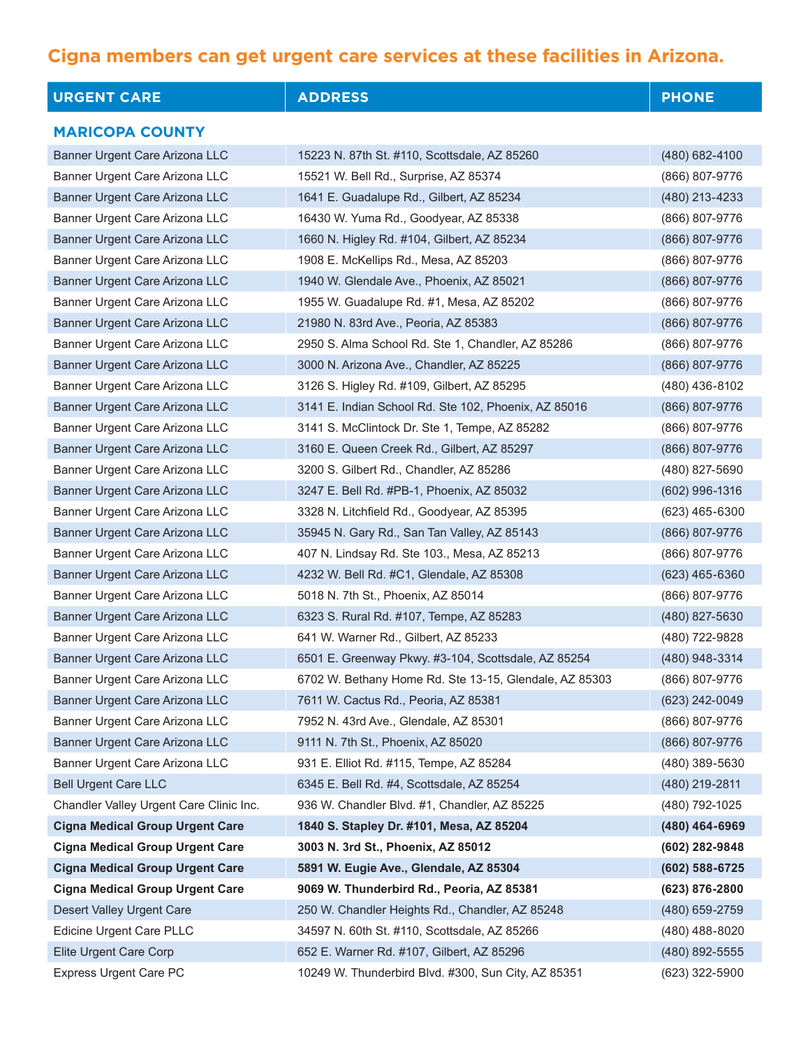## Cigna members can get urgent care services at these facilities in Arizona.

| URGENT CARE | ADDRESS | PHONE |
|---|---|---|
| **MARICOPA COUNTY** | | |
| Banner Urgent Care Arizona LLC | 15223 N. 87th St. #110, Scottsdale, AZ 85260 | (480) 682-4100 |
| Banner Urgent Care Arizona LLC | 15521 W. Bell Rd., Surprise, AZ 85374 | (866) 807-9776 |
| Banner Urgent Care Arizona LLC | 1641 E. Guadalupe Rd., Gilbert, AZ 85234 | (480) 213-4233 |
| Banner Urgent Care Arizona LLC | 16430 W. Yuma Rd., Goodyear, AZ 85338 | (866) 807-9776 |
| Banner Urgent Care Arizona LLC | 1660 N. Higley Rd. #104, Gilbert, AZ 85234 | (866) 807-9776 |
| Banner Urgent Care Arizona LLC | 1908 E. McKellips Rd., Mesa, AZ 85203 | (866) 807-9776 |
| Banner Urgent Care Arizona LLC | 1940 W. Glendale Ave., Phoenix, AZ 85021 | (866) 807-9776 |
| Banner Urgent Care Arizona LLC | 1955 W. Guadalupe Rd. #1, Mesa, AZ 85202 | (866) 807-9776 |
| Banner Urgent Care Arizona LLC | 21980 N. 83rd Ave., Peoria, AZ 85383 | (866) 807-9776 |
| Banner Urgent Care Arizona LLC | 2950 S. Alma School Rd. Ste 1, Chandler, AZ 85286 | (866) 807-9776 |
| Banner Urgent Care Arizona LLC | 3000 N. Arizona Ave., Chandler, AZ 85225 | (866) 807-9776 |
| Banner Urgent Care Arizona LLC | 3126 S. Higley Rd. #109, Gilbert, AZ 85295 | (480) 436-8102 |
| Banner Urgent Care Arizona LLC | 3141 E. Indian School Rd. Ste 102, Phoenix, AZ 85016 | (866) 807-9776 |
| Banner Urgent Care Arizona LLC | 3141 S. McClintock Dr. Ste 1, Tempe, AZ 85282 | (866) 807-9776 |
| Banner Urgent Care Arizona LLC | 3160 E. Queen Creek Rd., Gilbert, AZ 85297 | (866) 807-9776 |
| Banner Urgent Care Arizona LLC | 3200 S. Gilbert Rd., Chandler, AZ 85286 | (480) 827-5690 |
| Banner Urgent Care Arizona LLC | 3247 E. Bell Rd. #PB-1, Phoenix, AZ 85032 | (602) 996-1316 |
| Banner Urgent Care Arizona LLC | 3328 N. Litchfield Rd., Goodyear, AZ 85395 | (623) 465-6300 |
| Banner Urgent Care Arizona LLC | 35945 N. Gary Rd., San Tan Valley, AZ 85143 | (866) 807-9776 |
| Banner Urgent Care Arizona LLC | 407 N. Lindsay Rd. Ste 103., Mesa, AZ 85213 | (866) 807-9776 |
| Banner Urgent Care Arizona LLC | 4232 W. Bell Rd. #C1, Glendale, AZ 85308 | (623) 465-6360 |
| Banner Urgent Care Arizona LLC | 5018 N. 7th St., Phoenix, AZ 85014 | (866) 807-9776 |
| Banner Urgent Care Arizona LLC | 6323 S. Rural Rd. #107, Tempe, AZ 85283 | (480) 827-5630 |
| Banner Urgent Care Arizona LLC | 641 W. Warner Rd., Gilbert, AZ 85233 | (480) 722-9828 |
| Banner Urgent Care Arizona LLC | 6501 E. Greenway Pkwy. #3-104, Scottsdale, AZ 85254 | (480) 948-3314 |
| Banner Urgent Care Arizona LLC | 6702 W. Bethany Home Rd. Ste 13-15, Glendale, AZ 85303 | (866) 807-9776 |
| Banner Urgent Care Arizona LLC | 7611 W. Cactus Rd., Peoria, AZ 85381 | (623) 242-0049 |
| Banner Urgent Care Arizona LLC | 7952 N. 43rd Ave., Glendale, AZ 85301 | (866) 807-9776 |
| Banner Urgent Care Arizona LLC | 9111 N. 7th St., Phoenix, AZ 85020 | (866) 807-9776 |
| Banner Urgent Care Arizona LLC | 931 E. Elliot Rd. #115, Tempe, AZ 85284 | (480) 389-5630 |
| Bell Urgent Care LLC | 6345 E. Bell Rd. #4, Scottsdale, AZ 85254 | (480) 219-2811 |
| Chandler Valley Urgent Care Clinic Inc. | 936 W. Chandler Blvd. #1, Chandler, AZ 85225 | (480) 792-1025 |
| **Cigna Medical Group Urgent Care** | **1840 S. Stapley Dr. #101, Mesa, AZ 85204** | **(480) 464-6969** |
| **Cigna Medical Group Urgent Care** | **3003 N. 3rd St., Phoenix, AZ 85012** | **(602) 282-9848** |
| **Cigna Medical Group Urgent Care** | **5891 W. Eugie Ave., Glendale, AZ 85304** | **(602) 588-6725** |
| **Cigna Medical Group Urgent Care** | **9069 W. Thunderbird Rd., Peoria, AZ 85381** | **(623) 876-2800** |
| Desert Valley Urgent Care | 250 W. Chandler Heights Rd., Chandler, AZ 85248 | (480) 659-2759 |
| Edicine Urgent Care PLLC | 34597 N. 60th St. #110, Scottsdale, AZ 85266 | (480) 488-8020 |
| Elite Urgent Care Corp | 652 E. Warner Rd. #107, Gilbert, AZ 85296 | (480) 892-5555 |
| Express Urgent Care PC | 10249 W. Thunderbird Blvd. #300, Sun City, AZ 85351 | (623) 322-5900 |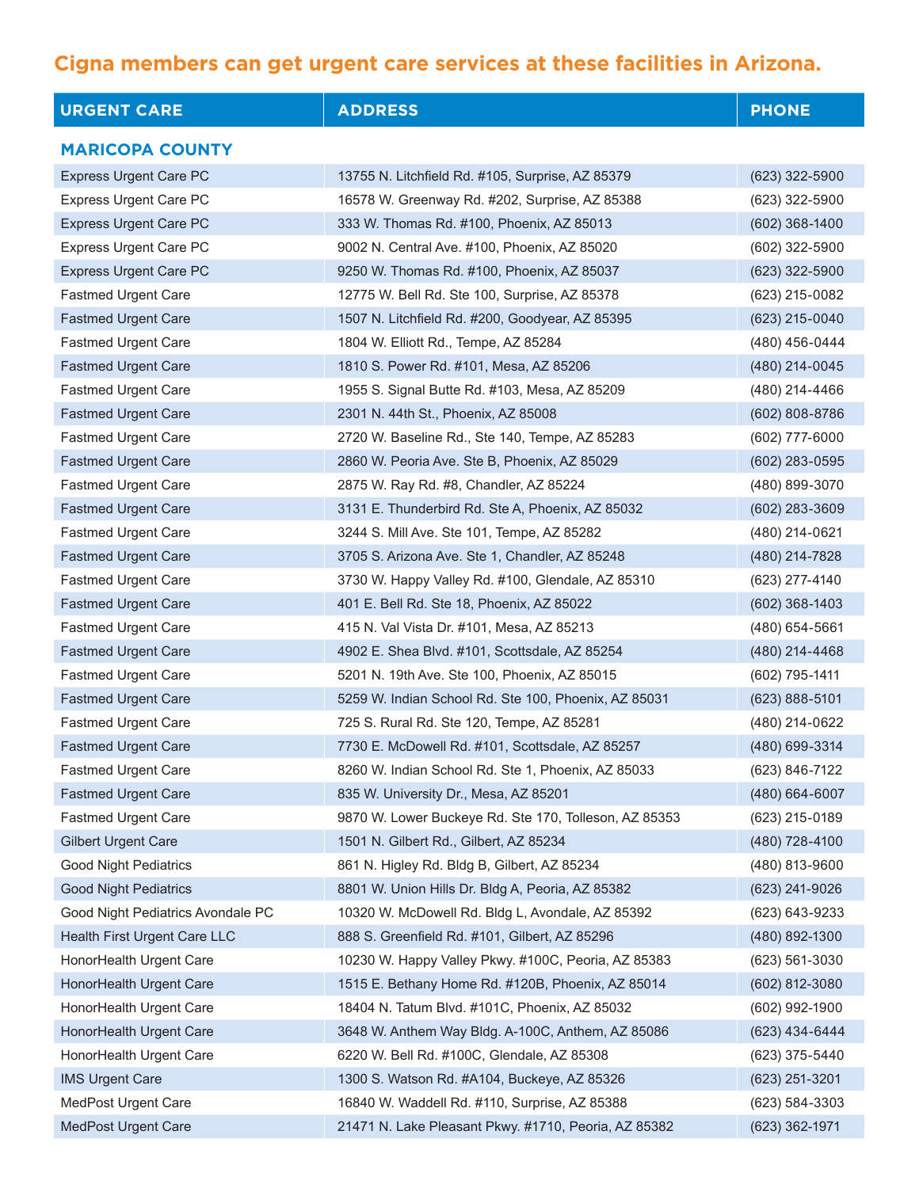## Cigna members can get urgent care services at these facilities in Arizona.

| URGENT CARE | ADDRESS | PHONE |
|---|---|---|
| **MARICOPA COUNTY** | | |
| Express Urgent Care PC | 13755 N. Litchfield Rd. #105, Surprise, AZ 85379 | (623) 322-5900 |
| Express Urgent Care PC | 16578 W. Greenway Rd. #202, Surprise, AZ 85388 | (623) 322-5900 |
| Express Urgent Care PC | 333 W. Thomas Rd. #100, Phoenix, AZ 85013 | (602) 368-1400 |
| Express Urgent Care PC | 9002 N. Central Ave. #100, Phoenix, AZ 85020 | (602) 322-5900 |
| Express Urgent Care PC | 9250 W. Thomas Rd. #100, Phoenix, AZ 85037 | (623) 322-5900 |
| Fastmed Urgent Care | 12775 W. Bell Rd. Ste 100, Surprise, AZ 85378 | (623) 215-0082 |
| Fastmed Urgent Care | 1507 N. Litchfield Rd. #200, Goodyear, AZ 85395 | (623) 215-0040 |
| Fastmed Urgent Care | 1804 W. Elliott Rd., Tempe, AZ 85284 | (480) 456-0444 |
| Fastmed Urgent Care | 1810 S. Power Rd. #101, Mesa, AZ 85206 | (480) 214-0045 |
| Fastmed Urgent Care | 1955 S. Signal Butte Rd. #103, Mesa, AZ 85209 | (480) 214-4466 |
| Fastmed Urgent Care | 2301 N. 44th St., Phoenix, AZ 85008 | (602) 808-8786 |
| Fastmed Urgent Care | 2720 W. Baseline Rd., Ste 140, Tempe, AZ 85283 | (602) 777-6000 |
| Fastmed Urgent Care | 2860 W. Peoria Ave. Ste B, Phoenix, AZ 85029 | (602) 283-0595 |
| Fastmed Urgent Care | 2875 W. Ray Rd. #8, Chandler, AZ 85224 | (480) 899-3070 |
| Fastmed Urgent Care | 3131 E. Thunderbird Rd. Ste A, Phoenix, AZ 85032 | (602) 283-3609 |
| Fastmed Urgent Care | 3244 S. Mill Ave. Ste 101, Tempe, AZ 85282 | (480) 214-0621 |
| Fastmed Urgent Care | 3705 S. Arizona Ave. Ste 1, Chandler, AZ 85248 | (480) 214-7828 |
| Fastmed Urgent Care | 3730 W. Happy Valley Rd. #100, Glendale, AZ 85310 | (623) 277-4140 |
| Fastmed Urgent Care | 401 E. Bell Rd. Ste 18, Phoenix, AZ 85022 | (602) 368-1403 |
| Fastmed Urgent Care | 415 N. Val Vista Dr. #101, Mesa, AZ 85213 | (480) 654-5661 |
| Fastmed Urgent Care | 4902 E. Shea Blvd. #101, Scottsdale, AZ 85254 | (480) 214-4468 |
| Fastmed Urgent Care | 5201 N. 19th Ave. Ste 100, Phoenix, AZ 85015 | (602) 795-1411 |
| Fastmed Urgent Care | 5259 W. Indian School Rd. Ste 100, Phoenix, AZ 85031 | (623) 888-5101 |
| Fastmed Urgent Care | 725 S. Rural Rd. Ste 120, Tempe, AZ 85281 | (480) 214-0622 |
| Fastmed Urgent Care | 7730 E. McDowell Rd. #101, Scottsdale, AZ 85257 | (480) 699-3314 |
| Fastmed Urgent Care | 8260 W. Indian School Rd. Ste 1, Phoenix, AZ 85033 | (623) 846-7122 |
| Fastmed Urgent Care | 835 W. University Dr., Mesa, AZ 85201 | (480) 664-6007 |
| Fastmed Urgent Care | 9870 W. Lower Buckeye Rd. Ste 170, Tolleson, AZ 85353 | (623) 215-0189 |
| Gilbert Urgent Care | 1501 N. Gilbert Rd., Gilbert, AZ 85234 | (480) 728-4100 |
| Good Night Pediatrics | 861 N. Higley Rd. Bldg B, Gilbert, AZ 85234 | (480) 813-9600 |
| Good Night Pediatrics | 8801 W. Union Hills Dr. Bldg A, Peoria, AZ 85382 | (623) 241-9026 |
| Good Night Pediatrics Avondale PC | 10320 W. McDowell Rd. Bldg L, Avondale, AZ 85392 | (623) 643-9233 |
| Health First Urgent Care LLC | 888 S. Greenfield Rd. #101, Gilbert, AZ 85296 | (480) 892-1300 |
| HonorHealth Urgent Care | 10230 W. Happy Valley Pkwy. #100C, Peoria, AZ 85383 | (623) 561-3030 |
| HonorHealth Urgent Care | 1515 E. Bethany Home Rd. #120B, Phoenix, AZ 85014 | (602) 812-3080 |
| HonorHealth Urgent Care | 18404 N. Tatum Blvd. #101C, Phoenix, AZ 85032 | (602) 992-1900 |
| HonorHealth Urgent Care | 3648 W. Anthem Way Bldg. A-100C, Anthem, AZ 85086 | (623) 434-6444 |
| HonorHealth Urgent Care | 6220 W. Bell Rd. #100C, Glendale, AZ 85308 | (623) 375-5440 |
| IMS Urgent Care | 1300 S. Watson Rd. #A104, Buckeye, AZ 85326 | (623) 251-3201 |
| MedPost Urgent Care | 16840 W. Waddell Rd. #110, Surprise, AZ 85388 | (623) 584-3303 |
| MedPost Urgent Care | 21471 N. Lake Pleasant Pkwy. #1710, Peoria, AZ 85382 | (623) 362-1971 |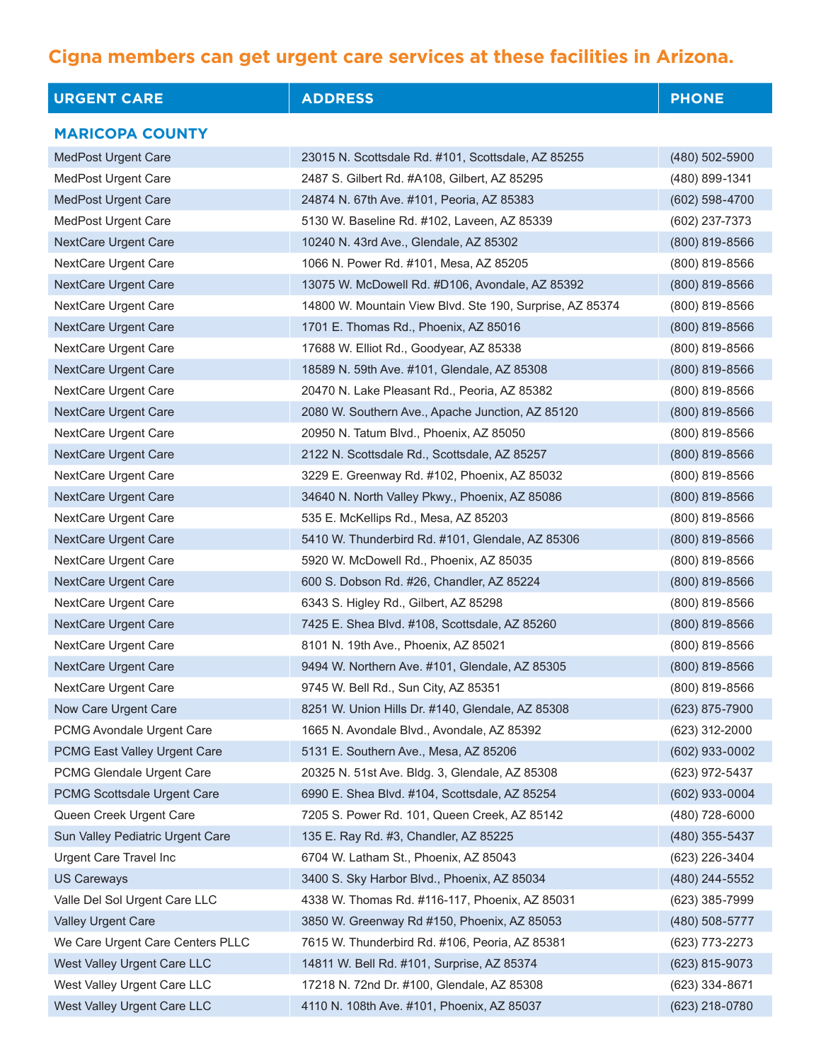## Cigna members can get urgent care services at these facilities in Arizona.

| URGENT CARE | ADDRESS | PHONE |
|---|---|---|
| **MARICOPA COUNTY** | | |
| MedPost Urgent Care | 23015 N. Scottsdale Rd. #101, Scottsdale, AZ 85255 | (480) 502-5900 |
| MedPost Urgent Care | 2487 S. Gilbert Rd. #A108, Gilbert, AZ 85295 | (480) 899-1341 |
| MedPost Urgent Care | 24874 N. 67th Ave. #101, Peoria, AZ 85383 | (602) 598-4700 |
| MedPost Urgent Care | 5130 W. Baseline Rd. #102, Laveen, AZ 85339 | (602) 237-7373 |
| NextCare Urgent Care | 10240 N. 43rd Ave., Glendale, AZ 85302 | (800) 819-8566 |
| NextCare Urgent Care | 1066 N. Power Rd. #101, Mesa, AZ 85205 | (800) 819-8566 |
| NextCare Urgent Care | 13075 W. McDowell Rd. #D106, Avondale, AZ 85392 | (800) 819-8566 |
| NextCare Urgent Care | 14800 W. Mountain View Blvd. Ste 190, Surprise, AZ 85374 | (800) 819-8566 |
| NextCare Urgent Care | 1701 E. Thomas Rd., Phoenix, AZ 85016 | (800) 819-8566 |
| NextCare Urgent Care | 17688 W. Elliot Rd., Goodyear, AZ 85338 | (800) 819-8566 |
| NextCare Urgent Care | 18589 N. 59th Ave. #101, Glendale, AZ 85308 | (800) 819-8566 |
| NextCare Urgent Care | 20470 N. Lake Pleasant Rd., Peoria, AZ 85382 | (800) 819-8566 |
| NextCare Urgent Care | 2080 W. Southern Ave., Apache Junction, AZ 85120 | (800) 819-8566 |
| NextCare Urgent Care | 20950 N. Tatum Blvd., Phoenix, AZ 85050 | (800) 819-8566 |
| NextCare Urgent Care | 2122 N. Scottsdale Rd., Scottsdale, AZ 85257 | (800) 819-8566 |
| NextCare Urgent Care | 3229 E. Greenway Rd. #102, Phoenix, AZ 85032 | (800) 819-8566 |
| NextCare Urgent Care | 34640 N. North Valley Pkwy., Phoenix, AZ 85086 | (800) 819-8566 |
| NextCare Urgent Care | 535 E. McKellips Rd., Mesa, AZ 85203 | (800) 819-8566 |
| NextCare Urgent Care | 5410 W. Thunderbird Rd. #101, Glendale, AZ 85306 | (800) 819-8566 |
| NextCare Urgent Care | 5920 W. McDowell Rd., Phoenix, AZ 85035 | (800) 819-8566 |
| NextCare Urgent Care | 600 S. Dobson Rd. #26, Chandler, AZ 85224 | (800) 819-8566 |
| NextCare Urgent Care | 6343 S. Higley Rd., Gilbert, AZ 85298 | (800) 819-8566 |
| NextCare Urgent Care | 7425 E. Shea Blvd. #108, Scottsdale, AZ 85260 | (800) 819-8566 |
| NextCare Urgent Care | 8101 N. 19th Ave., Phoenix, AZ 85021 | (800) 819-8566 |
| NextCare Urgent Care | 9494 W. Northern Ave. #101, Glendale, AZ 85305 | (800) 819-8566 |
| NextCare Urgent Care | 9745 W. Bell Rd., Sun City, AZ 85351 | (800) 819-8566 |
| Now Care Urgent Care | 8251 W. Union Hills Dr. #140, Glendale, AZ 85308 | (623) 875-7900 |
| PCMG Avondale Urgent Care | 1665 N. Avondale Blvd., Avondale, AZ 85392 | (623) 312-2000 |
| PCMG East Valley Urgent Care | 5131 E. Southern Ave., Mesa, AZ 85206 | (602) 933-0002 |
| PCMG Glendale Urgent Care | 20325 N. 51st Ave. Bldg. 3, Glendale, AZ 85308 | (623) 972-5437 |
| PCMG Scottsdale Urgent Care | 6990 E. Shea Blvd. #104, Scottsdale, AZ 85254 | (602) 933-0004 |
| Queen Creek Urgent Care | 7205 S. Power Rd. 101, Queen Creek, AZ 85142 | (480) 728-6000 |
| Sun Valley Pediatric Urgent Care | 135 E. Ray Rd. #3, Chandler, AZ 85225 | (480) 355-5437 |
| Urgent Care Travel Inc | 6704 W. Latham St., Phoenix, AZ 85043 | (623) 226-3404 |
| US Careways | 3400 S. Sky Harbor Blvd., Phoenix, AZ 85034 | (480) 244-5552 |
| Valle Del Sol Urgent Care LLC | 4338 W. Thomas Rd. #116-117, Phoenix, AZ 85031 | (623) 385-7999 |
| Valley Urgent Care | 3850 W. Greenway Rd #150, Phoenix, AZ 85053 | (480) 508-5777 |
| We Care Urgent Care Centers PLLC | 7615 W. Thunderbird Rd. #106, Peoria, AZ 85381 | (623) 773-2273 |
| West Valley Urgent Care LLC | 14811 W. Bell Rd. #101, Surprise, AZ 85374 | (623) 815-9073 |
| West Valley Urgent Care LLC | 17218 N. 72nd Dr. #100, Glendale, AZ 85308 | (623) 334-8671 |
| West Valley Urgent Care LLC | 4110 N. 108th Ave. #101, Phoenix, AZ 85037 | (623) 218-0780 |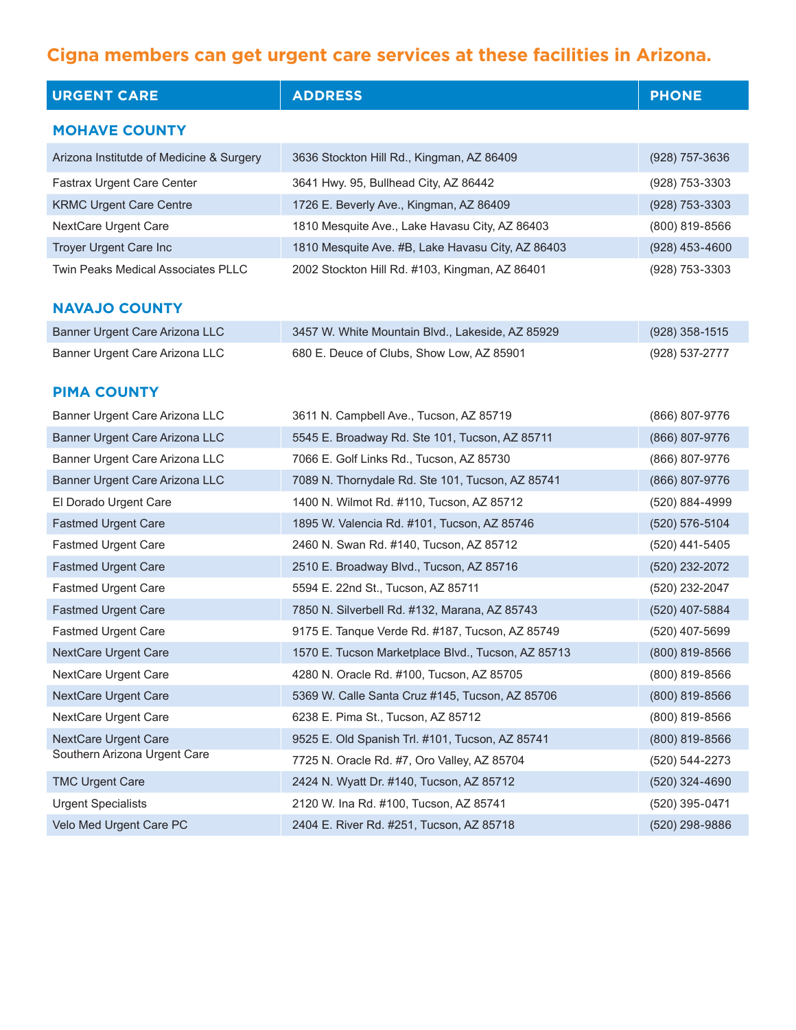## Cigna members can get urgent care services at these facilities in Arizona.

| URGENT CARE | ADDRESS | PHONE |
|---|---|---|
| **MOHAVE COUNTY** | | |
| Arizona Institutde of Medicine & Surgery | 3636 Stockton Hill Rd., Kingman, AZ 86409 | (928) 757-3636 |
| Fastrax Urgent Care Center | 3641 Hwy. 95, Bullhead City, AZ 86442 | (928) 753-3303 |
| KRMC Urgent Care Centre | 1726 E. Beverly Ave., Kingman, AZ 86409 | (928) 753-3303 |
| NextCare Urgent Care | 1810 Mesquite Ave., Lake Havasu City, AZ 86403 | (800) 819-8566 |
| Troyer Urgent Care Inc | 1810 Mesquite Ave. #B, Lake Havasu City, AZ 86403 | (928) 453-4600 |
| Twin Peaks Medical Associates PLLC | 2002 Stockton Hill Rd. #103, Kingman, AZ 86401 | (928) 753-3303 |
| **NAVAJO COUNTY** | | |
| Banner Urgent Care Arizona LLC | 3457 W. White Mountain Blvd., Lakeside, AZ 85929 | (928) 358-1515 |
| Banner Urgent Care Arizona LLC | 680 E. Deuce of Clubs, Show Low, AZ 85901 | (928) 537-2777 |
| **PIMA COUNTY** | | |
| Banner Urgent Care Arizona LLC | 3611 N. Campbell Ave., Tucson, AZ 85719 | (866) 807-9776 |
| Banner Urgent Care Arizona LLC | 5545 E. Broadway Rd. Ste 101, Tucson, AZ 85711 | (866) 807-9776 |
| Banner Urgent Care Arizona LLC | 7066 E. Golf Links Rd., Tucson, AZ 85730 | (866) 807-9776 |
| Banner Urgent Care Arizona LLC | 7089 N. Thornydale Rd. Ste 101, Tucson, AZ 85741 | (866) 807-9776 |
| El Dorado Urgent Care | 1400 N. Wilmot Rd. #110, Tucson, AZ 85712 | (520) 884-4999 |
| Fastmed Urgent Care | 1895 W. Valencia Rd. #101, Tucson, AZ 85746 | (520) 576-5104 |
| Fastmed Urgent Care | 2460 N. Swan Rd. #140, Tucson, AZ 85712 | (520) 441-5405 |
| Fastmed Urgent Care | 2510 E. Broadway Blvd., Tucson, AZ 85716 | (520) 232-2072 |
| Fastmed Urgent Care | 5594 E. 22nd St., Tucson, AZ 85711 | (520) 232-2047 |
| Fastmed Urgent Care | 7850 N. Silverbell Rd. #132, Marana, AZ 85743 | (520) 407-5884 |
| Fastmed Urgent Care | 9175 E. Tanque Verde Rd. #187, Tucson, AZ 85749 | (520) 407-5699 |
| NextCare Urgent Care | 1570 E. Tucson Marketplace Blvd., Tucson, AZ 85713 | (800) 819-8566 |
| NextCare Urgent Care | 4280 N. Oracle Rd. #100, Tucson, AZ 85705 | (800) 819-8566 |
| NextCare Urgent Care | 5369 W. Calle Santa Cruz #145, Tucson, AZ 85706 | (800) 819-8566 |
| NextCare Urgent Care | 6238 E. Pima St., Tucson, AZ 85712 | (800) 819-8566 |
| NextCare Urgent Care | 9525 E. Old Spanish Trl. #101, Tucson, AZ 85741 | (800) 819-8566 |
| Southern Arizona Urgent Care | 7725 N. Oracle Rd. #7, Oro Valley, AZ 85704 | (520) 544-2273 |
| TMC Urgent Care | 2424 N. Wyatt Dr. #140, Tucson, AZ 85712 | (520) 324-4690 |
| Urgent Specialists | 2120 W. Ina Rd. #100, Tucson, AZ 85741 | (520) 395-0471 |
| Velo Med Urgent Care PC | 2404 E. River Rd. #251, Tucson, AZ 85718 | (520) 298-9886 |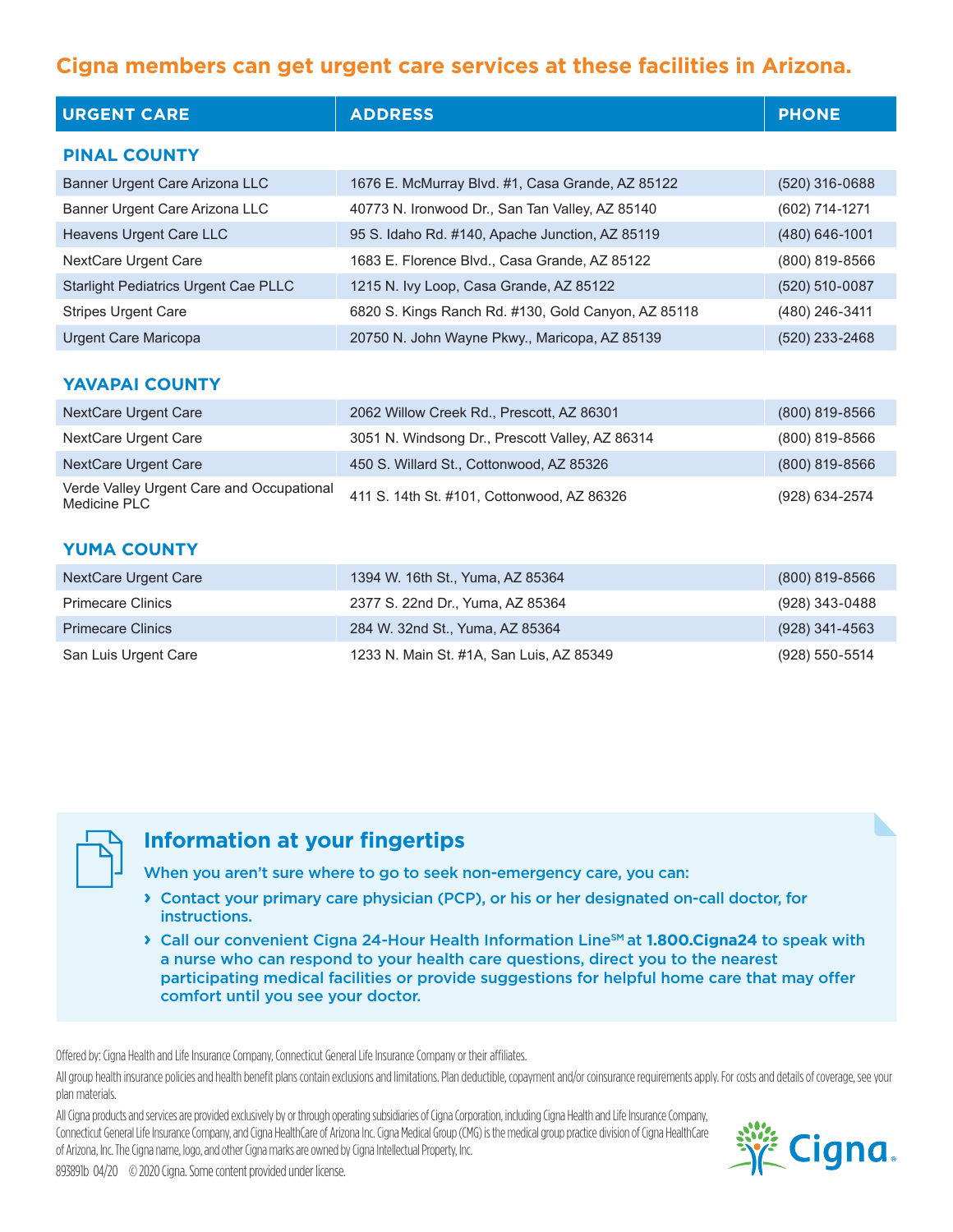## Cigna members can get urgent care services at these facilities in Arizona.

| URGENT CARE | ADDRESS | PHONE |
|---|---|---|
| **PINAL COUNTY** | | |
| Banner Urgent Care Arizona LLC | 1676 E. McMurray Blvd. #1, Casa Grande, AZ 85122 | (520) 316-0688 |
| Banner Urgent Care Arizona LLC | 40773 N. Ironwood Dr., San Tan Valley, AZ 85140 | (602) 714-1271 |
| Heavens Urgent Care LLC | 95 S. Idaho Rd. #140, Apache Junction, AZ 85119 | (480) 646-1001 |
| NextCare Urgent Care | 1683 E. Florence Blvd., Casa Grande, AZ 85122 | (800) 819-8566 |
| Starlight Pediatrics Urgent Cae PLLC | 1215 N. Ivy Loop, Casa Grande, AZ 85122 | (520) 510-0087 |
| Stripes Urgent Care | 6820 S. Kings Ranch Rd. #130, Gold Canyon, AZ 85118 | (480) 246-3411 |
| Urgent Care Maricopa | 20750 N. John Wayne Pkwy., Maricopa, AZ 85139 | (520) 233-2468 |
| **YAVAPAI COUNTY** | | |
| NextCare Urgent Care | 2062 Willow Creek Rd., Prescott, AZ 86301 | (800) 819-8566 |
| NextCare Urgent Care | 3051 N. Windsong Dr., Prescott Valley, AZ 86314 | (800) 819-8566 |
| NextCare Urgent Care | 450 S. Willard St., Cottonwood, AZ 85326 | (800) 819-8566 |
| Verde Valley Urgent Care and Occupational Medicine PLC | 411 S. 14th St. #101, Cottonwood, AZ 86326 | (928) 634-2574 |
| **YUMA COUNTY** | | |
| NextCare Urgent Care | 1394 W. 16th St., Yuma, AZ 85364 | (800) 819-8566 |
| Primecare Clinics | 2377 S. 22nd Dr., Yuma, AZ 85364 | (928) 343-0488 |
| Primecare Clinics | 284 W. 32nd St., Yuma, AZ 85364 | (928) 341-4563 |
| San Luis Urgent Care | 1233 N. Main St. #1A, San Luis, AZ 85349 | (928) 550-5514 |

### Information at your fingertips

When you aren't sure where to go to seek non-emergency care, you can:

- Contact your primary care physician (PCP), or his or her designated on-call doctor, for instructions.
- Call our convenient Cigna 24-Hour Health Information Line[SM] at **1.800.Cigna24** to speak with a nurse who can respond to your health care questions, direct you to the nearest participating medical facilities or provide suggestions for helpful home care that may offer comfort until you see your doctor.

Offered by: Cigna Health and Life Insurance Company, Connecticut General Life Insurance Company or their affiliates.

All group health insurance policies and health benefit plans contain exclusions and limitations. Plan deductible, copayment and/or coinsurance requirements apply. For costs and details of coverage, see your plan materials.

All Cigna products and services are provided exclusively by or through operating subsidiaries of Cigna Corporation, including Cigna Health and Life Insurance Company, Connecticut General Life Insurance Company, and Cigna HealthCare of Arizona Inc. Cigna Medical Group (CMG) is the medical group practice division of Cigna HealthCare of Arizona, Inc. The Cigna name, logo, and other Cigna marks are owned by Cigna Intellectual Property, Inc.

893891b 04/20 © 2020 Cigna. Some content provided under license.